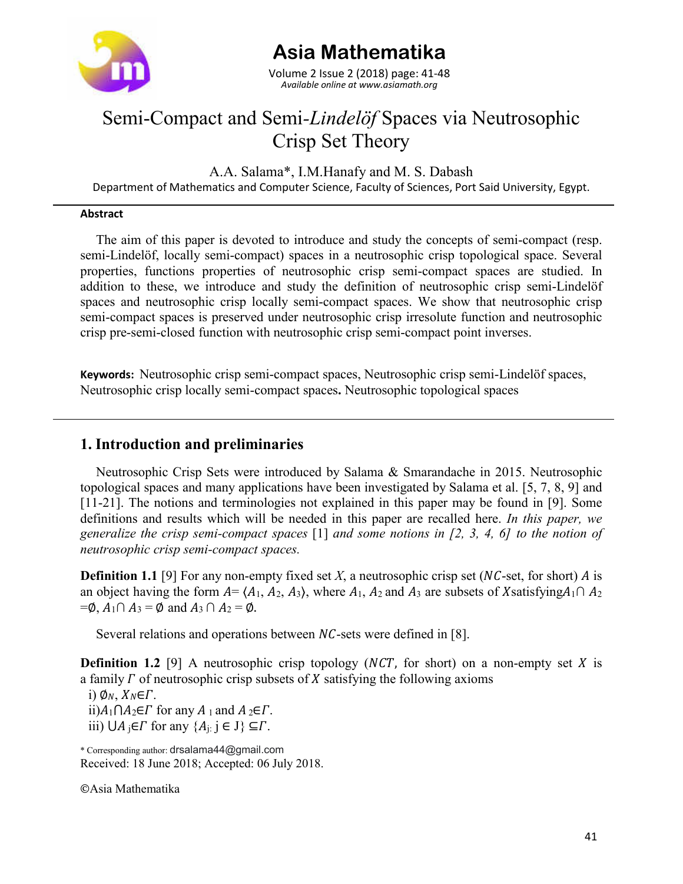# Asia Mathematatika

# Semi-Compact and Semi-*Lindelöf* Spaces via Neutrosophic Crisp Set Theory

A.A. Salama*, I.M.Hanafy and M. S. Dabash

Department of Mathematics and Computer Science, Faculty of Sciences, Port Said University, Egypt.

---

**Abstract**

The aim of this paper is devoted to introduce and study the concepts of semi-compact (resp. semi-Lindelöf, locally semi-compact) spaces in a neutrosophic crisp topological space. Several properties, functions properties of neutrosophic crisp semi-compact spaces are studied. In addition to these, we introduce and study the definition of neutrosophic crisp semi-Lindelöf spaces and neutrosophic crisp locally semi-compact spaces. We show that neutrosophic crisp semi-compact spaces is preserved under neutrosophic crisp irresolute function and neutrosophic crisp pre-semi-closed function with neutrosophic crisp semi-compact point inverses.

**Keywords:** Neutrosophic crisp semi-compact spaces, Neutrosophic crisp semi-Lindelöf spaces, Neutrosophic crisp locally semi-compact spaces**.** Neutrosophic topological spaces

---

## 1. Introduction and preliminaries

Neutrosophic Crisp Sets were introduced by Salama & Smarandache in 2015. Neutrosophic topological spaces and many applications have been investigated by Salama et al. [5, 7, 8, 9] and [11-21]. The notions and terminologies not explained in this paper may be found in [9]. Some definitions and results which will be needed in this paper are recalled here. *In this paper, we generalize the crisp semi-compact spaces* [1] *and some notions in [2, 3, 4, 6] to the notion of neutrosophic crisp semi-compact spaces.*

**Definition 1.1** [9] For any non-empty fixed set $X$, a neutrosophic crisp set ($NC$-set, for short) $A$ is an object having the form $A=\langle A_1, A_2, A_3\rangle$, where $A_1$, $A_2$ and $A_3$ are subsets of $X$ satisfying $A_1 \cap A_2 = \emptyset$, $A_1 \cap A_3 = \emptyset$ and $A_3 \cap A_2 = \emptyset$.

Several relations and operations between $NC$-sets were defined in [8].

**Definition 1.2** [9] A neutrosophic crisp topology ($NCT$, for short) on a non-empty set $X$ is a family $\Gamma$ of neutrosophic crisp subsets of $X$ satisfying the following axioms

i) $\emptyset_N$, $X_N \in \Gamma$.
ii) $A_1 \cap A_2 \in \Gamma$ for any $A_1$ and $A_2 \in \Gamma$.
iii) $\cup A_j \in \Gamma$ for any $\{A_j : j \in J\} \subseteq \Gamma$.

* Corresponding author: drsalama44@gmail.com
Received: 18 June 2018; Accepted: 06 July 2018.

©Asia Mathematika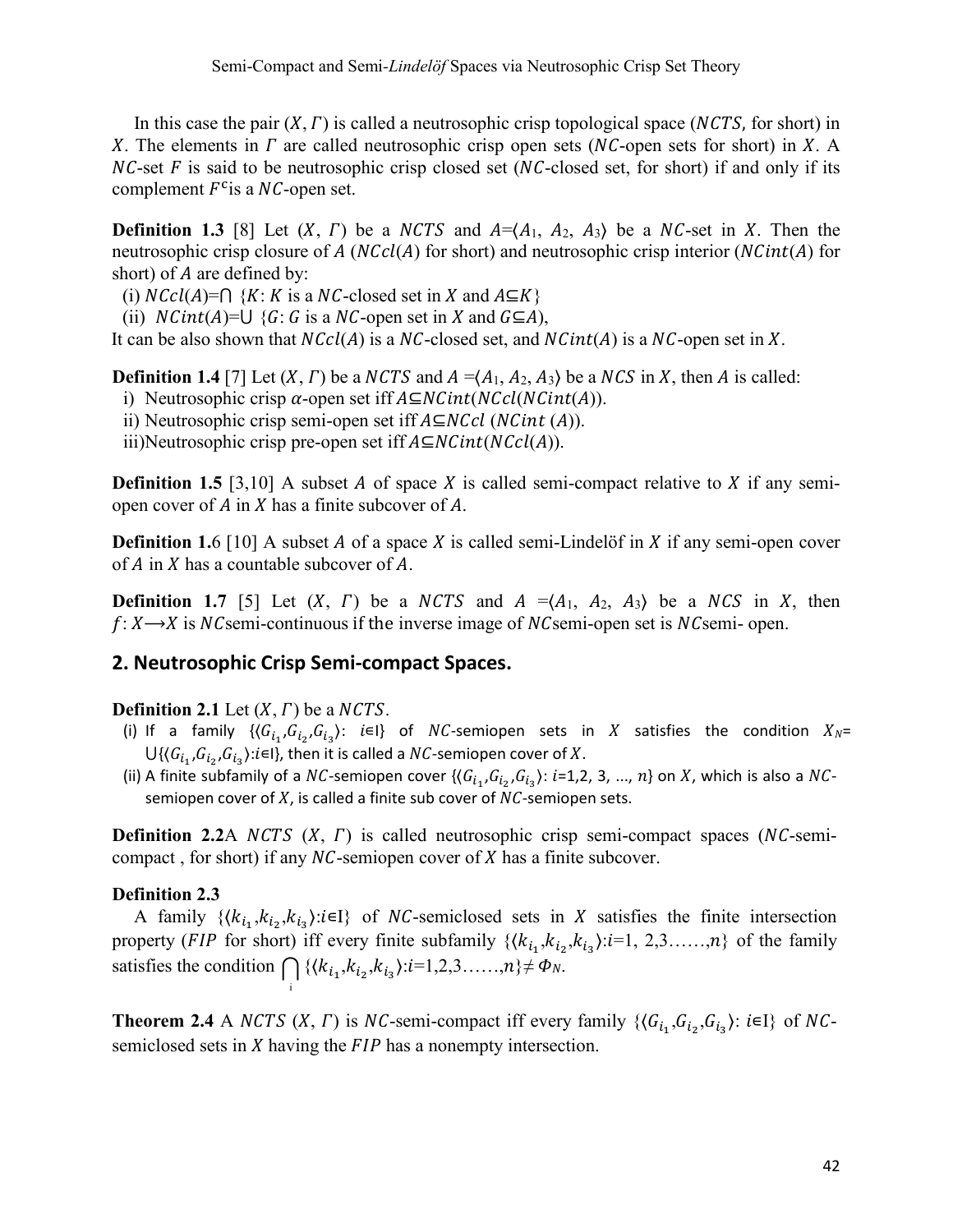In this case the pair $(X, \Gamma)$ is called a neutrosophic crisp topological space ($NCTS$, for short) in $X$. The elements in $\Gamma$ are called neutrosophic crisp open sets ($NC$-open sets for short) in $X$. A $NC$-set $F$ is said to be neutrosophic crisp closed set ($NC$-closed set, for short) if and only if its complement $F^c$is a $NC$-open set.

**Definition 1.3** [8] Let $(X, \Gamma)$ be a $NCTS$ and $A$=⟨$A_1$, $A_2$, $A_3$⟩ be a $NC$-set in $X$. Then the neutrosophic crisp closure of $A$ ($NCcl(A)$ for short) and neutrosophic crisp interior ($NCint(A)$ for short) of $A$ are defined by:

(i) $NCcl(A)=\bigcap \{K: K$ is a $NC$-closed set in $X$ and $A\subseteq K\}$

(ii) $NCint(A)=\bigcup \{G: G$ is a $NC$-open set in $X$ and $G\subseteq A\}$,

It can be also shown that $NCcl(A)$ is a $NC$-closed set, and $NCint(A)$ is a $NC$-open set in $X$.

**Definition 1.4** [7] Let $(X, \Gamma)$ be a $NCTS$ and $A$ =⟨$A_1$, $A_2$, $A_3$⟩ be a $NCS$ in $X$, then $A$ is called:

i) Neutrosophic crisp $\alpha$-open set iff $A\subseteq NCint(NCcl(NCint(A)))$.

ii) Neutrosophic crisp semi-open set iff $A\subseteq NCcl\,(NCint\,(A))$.

iii)Neutrosophic crisp pre-open set iff $A\subseteq NCint(NCcl(A))$.

**Definition 1.5** [3,10] A subset $A$ of space $X$ is called semi-compact relative to $X$ if any semi-open cover of $A$ in $X$ has a finite subcover of $A$.

**Definition 1.6** [10] A subset $A$ of a space $X$ is called semi-Lindelöf in $X$ if any semi-open cover of $A$ in $X$ has a countable subcover of $A$.

**Definition 1.7** [5] Let $(X, \Gamma)$ be a $NCTS$ and $A$ =⟨$A_1$, $A_2$, $A_3$⟩ be a $NCS$ in $X$, then $f: X\longrightarrow X$ is $NC$semi-continuous if the inverse image of $NC$semi-open set is $NC$semi- open.

## 2. Neutrosophic Crisp Semi-compact Spaces.

**Definition 2.1** Let $(X, \Gamma)$ be a $NCTS$.

(i) If a family $\{\langle G_{i_1},G_{i_2},G_{i_3}\rangle$: $i$∈I} of $NC$-semiopen sets in $X$ satisfies the condition $X_N$= $\bigcup\{\langle G_{i_1},G_{i_2},G_{i_3}\rangle$:$i$∈I}, then it is called a $NC$-semiopen cover of $X$.

(ii) A finite subfamily of a $NC$-semiopen cover $\{\langle G_{i_1},G_{i_2},G_{i_3}\rangle$: $i$=1,2, 3, ..., $n$} on $X$, which is also a $NC$-semiopen cover of $X$, is called a finite sub cover of $NC$-semiopen sets.

**Definition 2.2**A $NCTS$ $(X, \Gamma)$ is called neutrosophic crisp semi-compact spaces ($NC$-semi-compact , for short) if any $NC$-semiopen cover of $X$ has a finite subcover.

**Definition 2.3**

A family $\{\langle k_{i_1},k_{i_2},k_{i_3}\rangle$:$i$∈I} of $NC$-semiclosed sets in $X$ satisfies the finite intersection property ($FIP$ for short) iff every finite subfamily $\{\langle k_{i_1},k_{i_2},k_{i_3}\rangle$:$i$=1, 2,3……,$n$} of the family satisfies the condition $\bigcap_i \{\langle k_{i_1},k_{i_2},k_{i_3}\rangle$:$i$=1,2,3……,$n\}\neq \Phi_N$.

**Theorem 2.4** A $NCTS$ $(X, \Gamma)$ is $NC$-semi-compact iff every family $\{\langle G_{i_1},G_{i_2},G_{i_3}\rangle$: $i$∈I} of $NC$-semiclosed sets in $X$ having the $FIP$ has a nonempty intersection.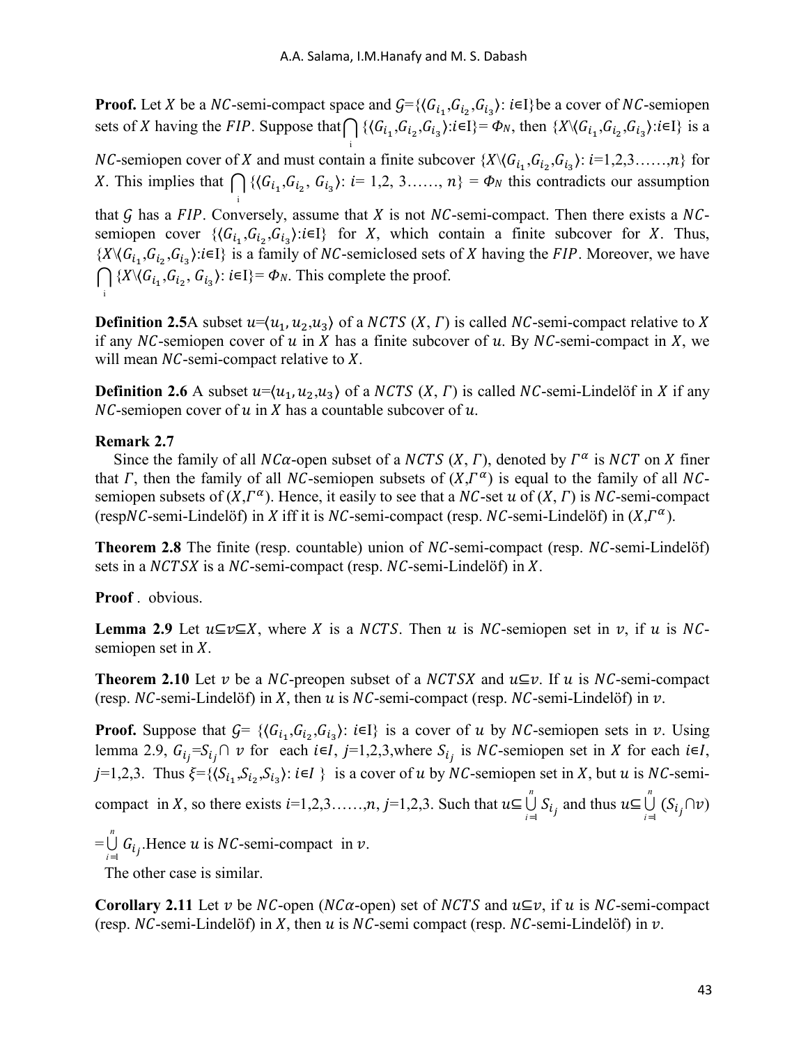**Proof.** Let $X$ be a $NC$-semi-compact space and $\mathcal{G}$={$\langle G_{i_1},G_{i_2},G_{i_3}\rangle$: $i$∈I}be a cover of $NC$-semiopen sets of $X$ having the $FIP$. Suppose that$\bigcap_{i}$ {$\langle G_{i_1},G_{i_2},G_{i_3}\rangle$:$i$∈I}= $\Phi_N$, then {$X\backslash\langle G_{i_1},G_{i_2},G_{i_3}\rangle$:$i$∈I} is a $NC$-semiopen cover of $X$ and must contain a finite subcover {$X\backslash\langle G_{i_1},G_{i_2},G_{i_3}\rangle$: $i$=1,2,3……,$n$} for $X$. This implies that $\bigcap_{i}$ {$\langle G_{i_1},G_{i_2}, G_{i_3}\rangle$: $i$= 1,2, 3……, $n$} = $\Phi_N$ this contradicts our assumption that $\mathcal{G}$ has a $FIP$. Conversely, assume that $X$ is not $NC$-semi-compact. Then there exists a $NC$-semiopen cover {$\langle G_{i_1},G_{i_2},G_{i_3}\rangle$:$i$∈I} for $X$, which contain a finite subcover for $X$. Thus, {$X\backslash\langle G_{i_1},G_{i_2},G_{i_3}\rangle$:$i$∈I} is a family of $NC$-semiclosed sets of $X$ having the $FIP$. Moreover, we have $\bigcap_{i}$ {$X\backslash\langle G_{i_1},G_{i_2}, G_{i_3}\rangle$: $i$∈I}= $\Phi_N$. This complete the proof.

**Definition 2.5**A subset $u$=$\langle u_1, u_2,u_3\rangle$ of a $NCTS$ ($X$, $\Gamma$) is called $NC$-semi-compact relative to $X$ if any $NC$-semiopen cover of $u$ in $X$ has a finite subcover of $u$. By $NC$-semi-compact in $X$, we will mean $NC$-semi-compact relative to $X$.

**Definition 2.6** A subset $u$=$\langle u_1, u_2,u_3\rangle$ of a $NCTS$ ($X$, $\Gamma$) is called $NC$-semi-Lindelöf in $X$ if any $NC$-semiopen cover of $u$ in $X$ has a countable subcover of $u$.

**Remark 2.7**

Since the family of all $NC\alpha$-open subset of a $NCTS$ ($X$, $\Gamma$), denoted by $\Gamma^{\alpha}$ is $NCT$ on $X$ finer that $\Gamma$, then the family of all $NC$-semiopen subsets of ($X$,$\Gamma^{\alpha}$) is equal to the family of all $NC$-semiopen subsets of ($X$,$\Gamma^{\alpha}$). Hence, it easily to see that a $NC$-set $u$ of ($X$, $\Gamma$) is $NC$-semi-compact (resp$NC$-semi-Lindelöf) in $X$ iff it is $NC$-semi-compact (resp. $NC$-semi-Lindelöf) in ($X$,$\Gamma^{\alpha}$).

**Theorem 2.8** The finite (resp. countable) union of $NC$-semi-compact (resp. $NC$-semi-Lindelöf) sets in a $NCTSX$ is a $NC$-semi-compact (resp. $NC$-semi-Lindelöf) in $X$.

**Proof** . obvious.

**Lemma 2.9** Let $u$⊆$v$⊆$X$, where $X$ is a $NCTS$. Then $u$ is $NC$-semiopen set in $v$, if $u$ is $NC$-semiopen set in $X$.

**Theorem 2.10** Let $v$ be a $NC$-preopen subset of a $NCTSX$ and $u$⊆$v$. If $u$ is $NC$-semi-compact (resp. $NC$-semi-Lindelöf) in $X$, then $u$ is $NC$-semi-compact (resp. $NC$-semi-Lindelöf) in $v$.

**Proof.** Suppose that $\mathcal{G}$= {$\langle G_{i_1},G_{i_2},G_{i_3}\rangle$: $i$∈I} is a cover of $u$ by $NC$-semiopen sets in $v$. Using lemma 2.9, $G_{i_j}$=$S_{i_j}\cap$ $v$ for each $i$∈$I$, $j$=1,2,3,where $S_{i_j}$ is $NC$-semiopen set in $X$ for each $i$∈$I$, $j$=1,2,3. Thus $\xi$={$\langle S_{i_1},S_{i_2},S_{i_3}\rangle$: $i$∈$I$ } is a cover of $u$ by $NC$-semiopen set in $X$, but $u$ is $NC$-semi-compact in $X$, so there exists $i$=1,2,3……,$n$, $j$=1,2,3. Such that $u\subseteq\bigcup_{i=1}^{n} S_{i_j}$ and thus $u\subseteq\bigcup_{i=1}^{n}(S_{i_j}\cap v)$ $=\bigcup_{i=1}^{n} G_{i_j}$.Hence $u$ is $NC$-semi-compact in $v$.

The other case is similar.

**Corollary 2.11** Let $v$ be $NC$-open ($NC\alpha$-open) set of $NCTS$ and $u$⊆$v$, if $u$ is $NC$-semi-compact (resp. $NC$-semi-Lindelöf) in $X$, then $u$ is $NC$-semi compact (resp. $NC$-semi-Lindelöf) in $v$.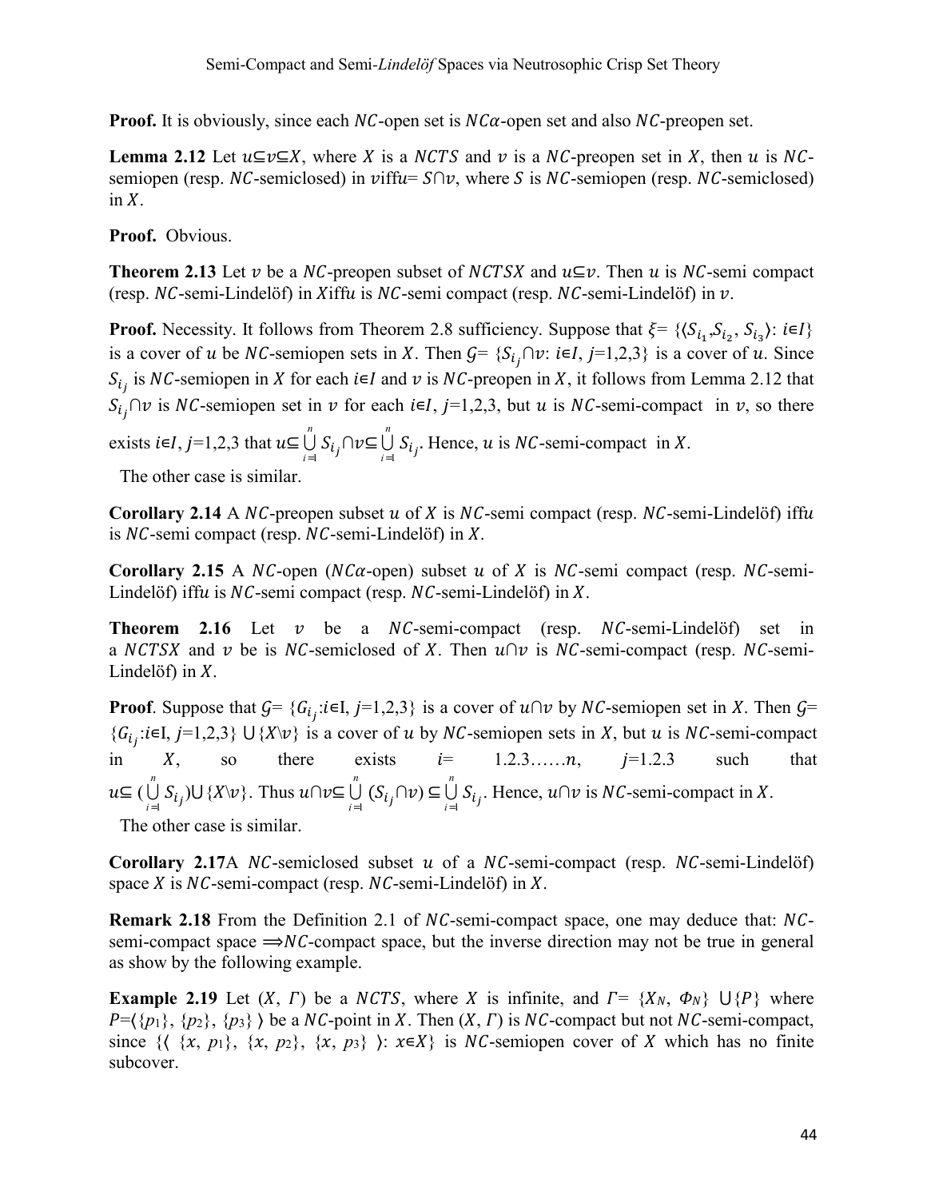**Proof.** It is obviously, since each $NC$-open set is $NC\alpha$-open set and also $NC$-preopen set.

**Lemma 2.12** Let $u\subseteq v\subseteq X$, where $X$ is a $NCTS$ and $v$ is a $NC$-preopen set in $X$, then $u$ is $NC$-semiopen (resp. $NC$-semiclosed) in $v$iff$u= S\cap v$, where $S$ is $NC$-semiopen (resp. $NC$-semiclosed) in $X$.

**Proof.** Obvious.

**Theorem 2.13** Let $v$ be a $NC$-preopen subset of $NCTSX$ and $u\subseteq v$. Then $u$ is $NC$-semi compact (resp. $NC$-semi-Lindelöf) in $X$iff$u$ is $NC$-semi compact (resp. $NC$-semi-Lindelöf) in $v$.

**Proof.** Necessity. It follows from Theorem 2.8 sufficiency. Suppose that $\xi= \{\langle S_{i_1}, S_{i_2}, S_{i_3}\rangle: i\in I\}$ is a cover of $u$ be $NC$-semiopen sets in $X$. Then $\mathcal{G}= \{S_{i_j}\cap v: i\in I, j=1,2,3\}$ is a cover of $u$. Since $S_{i_j}$ is $NC$-semiopen in $X$ for each $i\in I$ and $v$ is $NC$-preopen in $X$, it follows from Lemma 2.12 that $S_{i_j}\cap v$ is $NC$-semiopen set in $v$ for each $i\in I$, $j$=1,2,3, but $u$ is $NC$-semi-compact in $v$, so there exists $i\in I$, $j$=1,2,3 that $u\subseteq \bigcup_{i=1}^{n} S_{i_j}\cap v\subseteq \bigcup_{i=1}^{n} S_{i_j}$. Hence, $u$ is $NC$-semi-compact in $X$.

The other case is similar.

**Corollary 2.14** A $NC$-preopen subset $u$ of $X$ is $NC$-semi compact (resp. $NC$-semi-Lindelöf) iff$u$ is $NC$-semi compact (resp. $NC$-semi-Lindelöf) in $X$.

**Corollary 2.15** A $NC$-open ($NC\alpha$-open) subset $u$ of $X$ is $NC$-semi compact (resp. $NC$-semi-Lindelöf) iff$u$ is $NC$-semi compact (resp. $NC$-semi-Lindelöf) in $X$.

**Theorem 2.16** Let $v$ be a $NC$-semi-compact (resp. $NC$-semi-Lindelöf) set in a $NCTSX$ and $v$ be is $NC$-semiclosed of $X$. Then $u\cap v$ is $NC$-semi-compact (resp. $NC$-semi-Lindelöf) in $X$.

**Proof**. Suppose that $\mathcal{G}= \{G_{i_j}:i\in I, j=1,2,3\}$ is a cover of $u\cap v$ by $NC$-semiopen set in $X$. Then $\mathcal{G}= \{G_{i_j}:i\in I, j=1,2,3\} \cup\{X\backslash v\}$ is a cover of $u$ by $NC$-semiopen sets in $X$, but $u$ is $NC$-semi-compact in $X$, so there exists $i$= 1.2.3……$n$, $j$=1.2.3 such that $u\subseteq (\bigcup_{i=1}^{n} S_{i_j})\cup\{X\backslash v\}$. Thus $u\cap v\subseteq \bigcup_{i=1}^{n} (S_{i_j}\cap v) \subseteq \bigcup_{i=1}^{n} S_{i_j}$. Hence, $u\cap v$ is $NC$-semi-compact in $X$.

The other case is similar.

**Corollary 2.17**A $NC$-semiclosed subset $u$ of a $NC$-semi-compact (resp. $NC$-semi-Lindelöf) space $X$ is $NC$-semi-compact (resp. $NC$-semi-Lindelöf) in $X$.

**Remark 2.18** From the Definition 2.1 of $NC$-semi-compact space, one may deduce that: $NC$-semi-compact space $\Longrightarrow NC$-compact space, but the inverse direction may not be true in general as show by the following example.

**Example 2.19** Let $(X, \Gamma)$ be a $NCTS$, where $X$ is infinite, and $\Gamma= \{X_N, \Phi_N\} \cup\{P\}$ where $P=\langle\{p_1\}, \{p_2\}, \{p_3\}\rangle$ be a $NC$-point in $X$. Then $(X, \Gamma)$ is $NC$-compact but not $NC$-semi-compact, since $\{\langle \{x, p_1\}, \{x, p_2\}, \{x, p_3\} \rangle: x\in X\}$ is $NC$-semiopen cover of $X$ which has no finite subcover.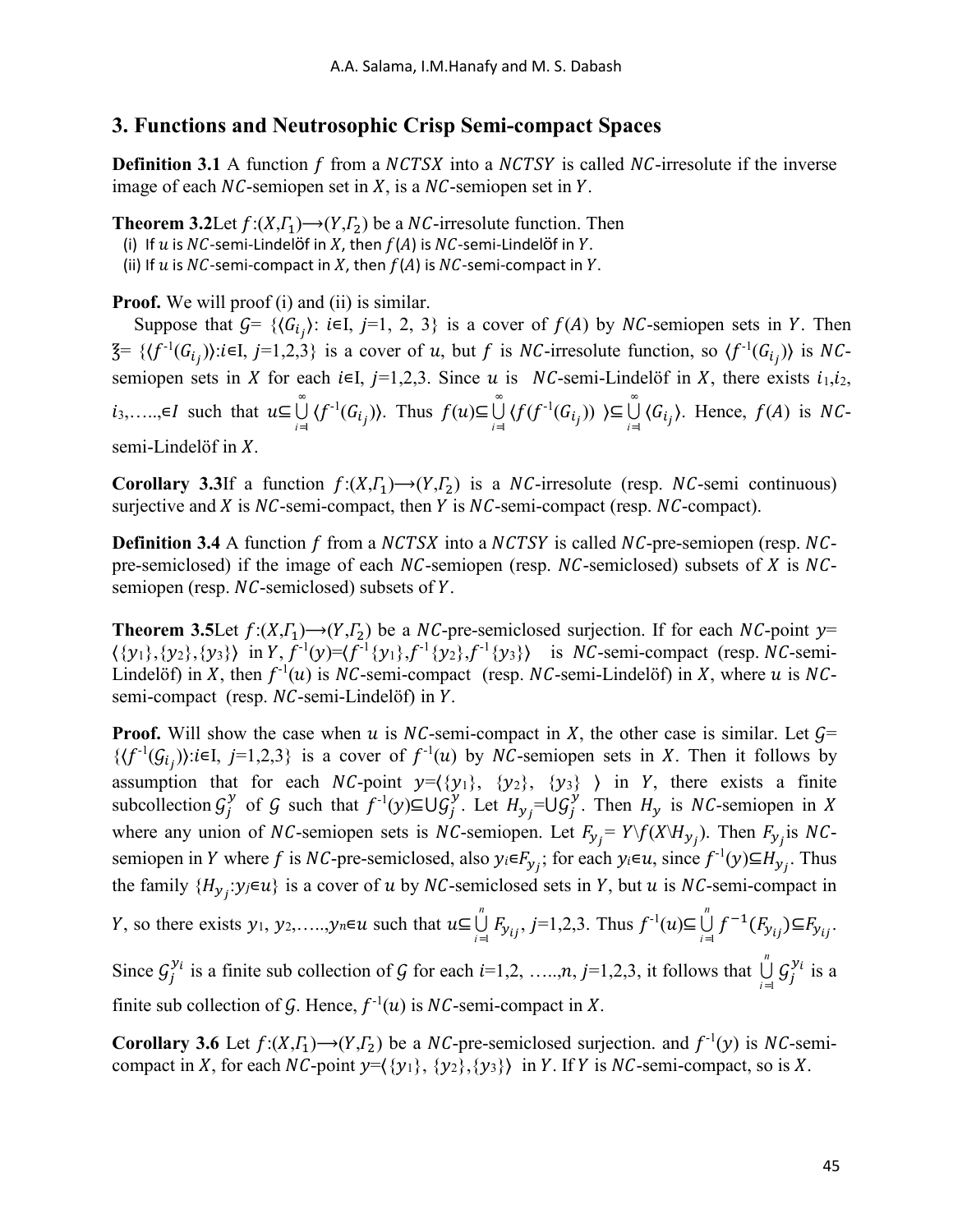## 3. Functions and Neutrosophic Crisp Semi-compact Spaces

**Definition 3.1** A function $f$ from a $NCTSX$ into a $NCTSY$ is called $NC$-irresolute if the inverse image of each $NC$-semiopen set in $X$, is a $NC$-semiopen set in $Y$.

**Theorem 3.2**Let $f:(X,\Gamma_1)\longrightarrow(Y,\Gamma_2)$ be a $NC$-irresolute function. Then

(i) If $u$ is $NC$-semi-Lindelöf in $X$, then $f(A)$ is $NC$-semi-Lindelöf in $Y$.

(ii) If $u$ is $NC$-semi-compact in $X$, then $f(A)$ is $NC$-semi-compact in $Y$.

**Proof.** We will proof (i) and (ii) is similar.

Suppose that $\mathcal{G}=\{\langle G_{i_j}\rangle: i\in I,\ j=1,2,3\}$ is a cover of $f(A)$ by $NC$-semiopen sets in $Y$. Then $\mathfrak{Z}=\{\langle f^{-1}(G_{i_j})\rangle: i\in I,\ j=1,2,3\}$ is a cover of $u$, but $f$ is $NC$-irresolute function, so $\langle f^{-1}(G_{i_j})\rangle$ is $NC$-semiopen sets in $X$ for each $i\in I$, $j=1,2,3$. Since $u$ is $NC$-semi-Lindelöf in $X$, there exists $i_1,i_2, i_3,\ldots,\in I$ such that $u\subseteq\bigcup_{i=1}^{\infty}\langle f^{-1}(G_{i_j})\rangle$. Thus $f(u)\subseteq\bigcup_{i=1}^{\infty}\langle f(f^{-1}(G_{i_j}))\rangle\subseteq\bigcup_{i=1}^{\infty}\langle G_{i_j}\rangle$. Hence, $f(A)$ is $NC$-semi-Lindelöf in $X$.

**Corollary 3.3**If a function $f:(X,\Gamma_1)\longrightarrow(Y,\Gamma_2)$ is a $NC$-irresolute (resp. $NC$-semi continuous) surjective and $X$ is $NC$-semi-compact, then $Y$ is $NC$-semi-compact (resp. $NC$-compact).

**Definition 3.4** A function $f$ from a $NCTSX$ into a $NCTSY$ is called $NC$-pre-semiopen (resp. $NC$-pre-semiclosed) if the image of each $NC$-semiopen (resp. $NC$-semiclosed) subsets of $X$ is $NC$-semiopen (resp. $NC$-semiclosed) subsets of $Y$.

**Theorem 3.5**Let $f:(X,\Gamma_1)\longrightarrow(Y,\Gamma_2)$ be a $NC$-pre-semiclosed surjection. If for each $NC$-point $y=\langle\{y_1\},\{y_2\},\{y_3\}\rangle$ in $Y$, $f^{-1}(y)=\langle f^{-1}\{y_1\},f^{-1}\{y_2\},f^{-1}\{y_3\}\rangle$ is $NC$-semi-compact (resp. $NC$-semi-Lindelöf) in $X$, then $f^{-1}(u)$ is $NC$-semi-compact (resp. $NC$-semi-Lindelöf) in $X$, where $u$ is $NC$-semi-compact (resp. $NC$-semi-Lindelöf) in $Y$.

**Proof.** Will show the case when $u$ is $NC$-semi-compact in $X$, the other case is similar. Let $\mathcal{G}=\{\langle f^{-1}(\mathcal{G}_{i_j})\rangle: i\in I,\ j=1,2,3\}$ is a cover of $f^{-1}(u)$ by $NC$-semiopen sets in $X$. Then it follows by assumption that for each $NC$-point $y=\langle\{y_1\},\ \{y_2\},\ \{y_3\}\ \rangle$ in $Y$, there exists a finite subcollection $\mathcal{G}_j^{y}$ of $\mathcal{G}$ such that $f^{-1}(y)\subseteq\bigcup\mathcal{G}_j^{y}$. Let $H_{y_j}=\bigcup\mathcal{G}_j^{y}$. Then $H_y$ is $NC$-semiopen in $X$ where any union of $NC$-semiopen sets is $NC$-semiopen. Let $F_{y_j}=Y\backslash f(X\backslash H_{y_j})$. Then $F_{y_j}$ is $NC$-semiopen in $Y$ where $f$ is $NC$-pre-semiclosed, also $y_i\in F_{y_j}$; for each $y_i\in u$, since $f^{-1}(y)\subseteq H_{y_j}$. Thus the family $\{H_{y_j}: y_j\in u\}$ is a cover of $u$ by $NC$-semiclosed sets in $Y$, but $u$ is $NC$-semi-compact in $Y$, so there exists $y_1, y_2,\ldots,y_n\in u$ such that $u\subseteq\bigcup_{i=1}^{n}F_{y_{ij}}$, $j=1,2,3$. Thus $f^{-1}(u)\subseteq\bigcup_{i=1}^{n}f^{-1}(F_{y_{ij}})\subseteq F_{y_{ij}}$. Since $\mathcal{G}_j^{y_i}$ is a finite sub collection of $\mathcal{G}$ for each $i=1,2,\ldots,n$, $j=1,2,3$, it follows that $\bigcup_{i=1}^{n}\mathcal{G}_j^{y_i}$ is a finite sub collection of $\mathcal{G}$. Hence, $f^{-1}(u)$ is $NC$-semi-compact in $X$.

**Corollary 3.6** Let $f:(X,\Gamma_1)\longrightarrow(Y,\Gamma_2)$ be a $NC$-pre-semiclosed surjection. and $f^{-1}(y)$ is $NC$-semi-compact in $X$, for each $NC$-point $y=\langle\{y_1\},\ \{y_2\},\{y_3\}\rangle$ in $Y$. If $Y$ is $NC$-semi-compact, so is $X$.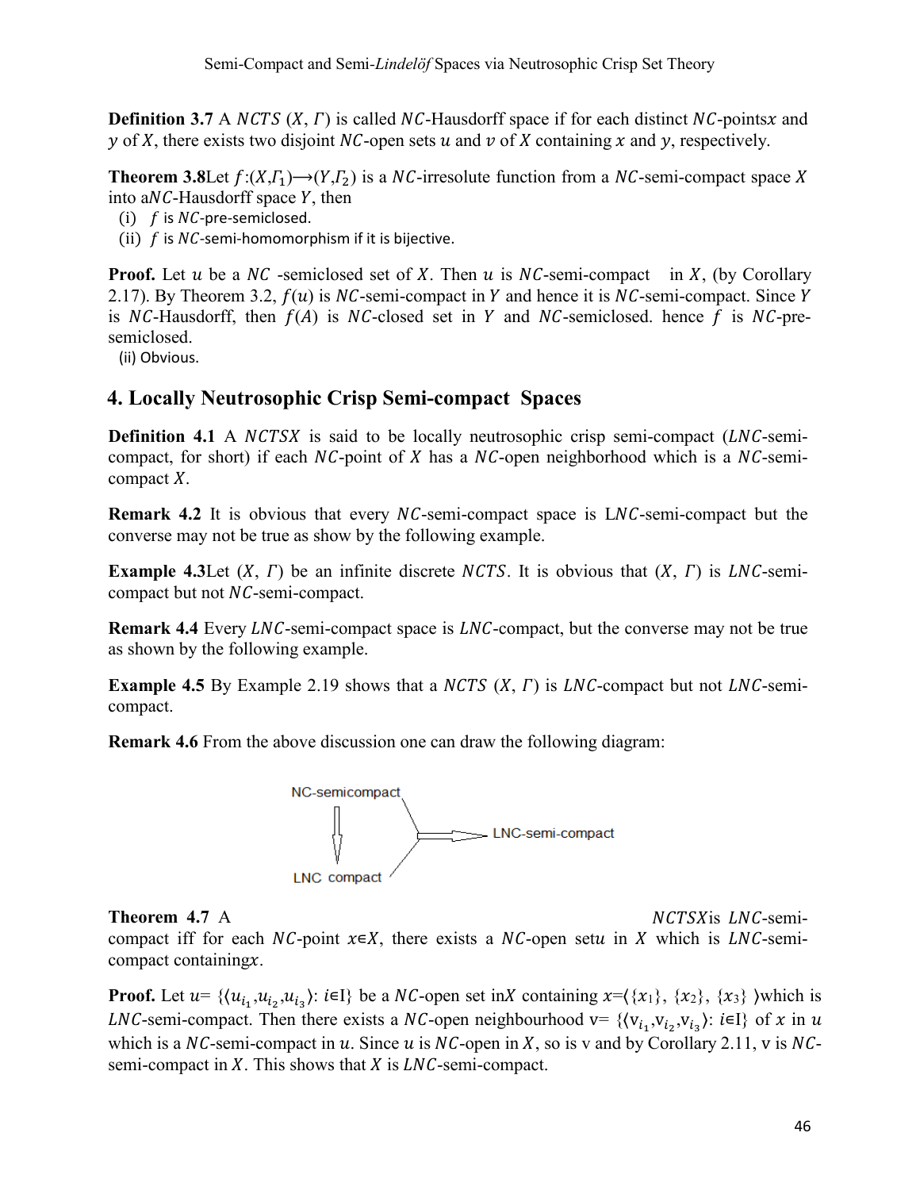**Definition 3.7** A $NCTS$ $(X, \Gamma)$ is called $NC$-Hausdorff space if for each distinct $NC$-points $x$ and $y$ of $X$, there exists two disjoint $NC$-open sets $u$ and $v$ of $X$ containing $x$ and $y$, respectively.

**Theorem 3.8** Let $f:(X,\Gamma_1)\longrightarrow(Y,\Gamma_2)$ is a $NC$-irresolute function from a $NC$-semi-compact space $X$ into a $NC$-Hausdorff space $Y$, then

(i) $f$ is $NC$-pre-semiclosed.
(ii) $f$ is $NC$-semi-homomorphism if it is bijective.

**Proof.** Let $u$ be a $NC$-semiclosed set of $X$. Then $u$ is $NC$-semi-compact in $X$, (by Corollary 2.17). By Theorem 3.2, $f(u)$ is $NC$-semi-compact in $Y$ and hence it is $NC$-semi-compact. Since $Y$ is $NC$-Hausdorff, then $f(A)$ is $NC$-closed set in $Y$ and $NC$-semiclosed. hence $f$ is $NC$-pre-semiclosed.

(ii) Obvious.

## 4. Locally Neutrosophic Crisp Semi-compact Spaces

**Definition 4.1** A $NCTSX$ is said to be locally neutrosophic crisp semi-compact ($LNC$-semi-compact, for short) if each $NC$-point of $X$ has a $NC$-open neighborhood which is a $NC$-semi-compact $X$.

**Remark 4.2** It is obvious that every $NC$-semi-compact space is L$NC$-semi-compact but the converse may not be true as show by the following example.

**Example 4.3** Let $(X, \Gamma)$ be an infinite discrete $NCTS$. It is obvious that $(X, \Gamma)$ is $LNC$-semi-compact but not $NC$-semi-compact.

**Remark 4.4** Every $LNC$-semi-compact space is $LNC$-compact, but the converse may not be true as shown by the following example.

**Example 4.5** By Example 2.19 shows that a $NCTS$ $(X, \Gamma)$ is $LNC$-compact but not $LNC$-semi-compact.

**Remark 4.6** From the above discussion one can draw the following diagram:

NC-semicompact → LNC compact; NC-semicompact, LNC compact → LNC-semi-compact

**Theorem 4.7** A $NCTSX$ is $LNC$-semi-compact iff for each $NC$-point $x\in X$, there exists a $NC$-open set $u$ in $X$ which is $LNC$-semi-compact containing $x$.

**Proof.** Let $u= \{\langle u_{i_1},u_{i_2},u_{i_3}\rangle: i\in I\}$ be a $NC$-open set in $X$ containing $x=\langle \{x_1\}, \{x_2\}, \{x_3\} \rangle$ which is $LNC$-semi-compact. Then there exists a $NC$-open neighbourhood $v= \{\langle v_{i_1},v_{i_2},v_{i_3}\rangle: i\in I\}$ of $x$ in $u$ which is a $NC$-semi-compact in $u$. Since $u$ is $NC$-open in $X$, so is v and by Corollary 2.11, v is $NC$-semi-compact in $X$. This shows that $X$ is $LNC$-semi-compact.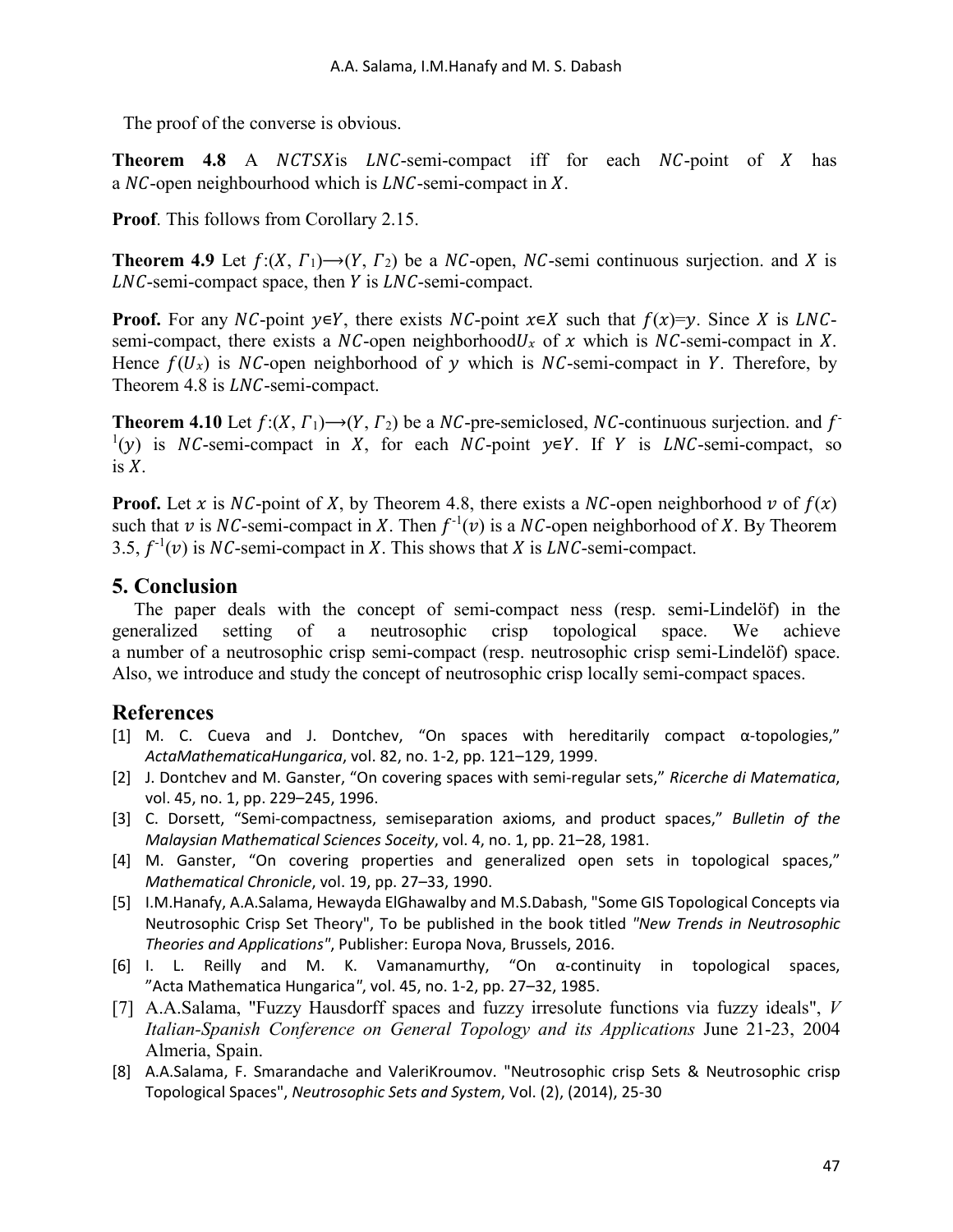The proof of the converse is obvious.

**Theorem 4.8** A $NCTSX$is $LNC$-semi-compact iff for each $NC$-point of $X$ has a $NC$-open neighbourhood which is $LNC$-semi-compact in $X$.

**Proof**. This follows from Corollary 2.15.

**Theorem 4.9** Let $f$:$(X, \Gamma_1)\longrightarrow(Y, \Gamma_2)$ be a $NC$-open, $NC$-semi continuous surjection. and $X$ is $LNC$-semi-compact space, then $Y$ is $LNC$-semi-compact.

**Proof.** For any $NC$-point $y\in Y$, there exists $NC$-point $x\in X$ such that $f(x)$=$y$. Since $X$ is $LNC$-semi-compact, there exists a $NC$-open neighborhood$U_x$ of $x$ which is $NC$-semi-compact in $X$. Hence $f(U_x)$ is $NC$-open neighborhood of $y$ which is $NC$-semi-compact in $Y$. Therefore, by Theorem 4.8 is $LNC$-semi-compact.

**Theorem 4.10** Let $f$:$(X, \Gamma_1)\longrightarrow(Y, \Gamma_2)$ be a $NC$-pre-semiclosed, $NC$-continuous surjection. and $f^{-1}(y)$ is $NC$-semi-compact in $X$, for each $NC$-point $y\in Y$. If $Y$ is $LNC$-semi-compact, so is $X$.

**Proof.** Let $x$ is $NC$-point of $X$, by Theorem 4.8, there exists a $NC$-open neighborhood $v$ of $f(x)$ such that $v$ is $NC$-semi-compact in $X$. Then $f^{-1}(v)$ is a $NC$-open neighborhood of $X$. By Theorem 3.5, $f^{-1}(v)$ is $NC$-semi-compact in $X$. This shows that $X$ is $LNC$-semi-compact.

## 5. Conclusion

The paper deals with the concept of semi-compact ness (resp. semi-Lindelöf) in the generalized setting of a neutrosophic crisp topological space. We achieve a number of a neutrosophic crisp semi-compact (resp. neutrosophic crisp semi-Lindelöf) space. Also, we introduce and study the concept of neutrosophic crisp locally semi-compact spaces.

## References

[1] M. C. Cueva and J. Dontchev, "On spaces with hereditarily compact α-topologies," *ActaMathematicaHungarica*, vol. 82, no. 1-2, pp. 121–129, 1999.

[2] J. Dontchev and M. Ganster, "On covering spaces with semi-regular sets," *Ricerche di Matematica*, vol. 45, no. 1, pp. 229–245, 1996.

[3] C. Dorsett, "Semi-compactness, semiseparation axioms, and product spaces," *Bulletin of the Malaysian Mathematical Sciences Soceity*, vol. 4, no. 1, pp. 21–28, 1981.

[4] M. Ganster, "On covering properties and generalized open sets in topological spaces," *Mathematical Chronicle*, vol. 19, pp. 27–33, 1990.

[5] I.M.Hanafy, A.A.Salama, Hewayda ElGhawalby and M.S.Dabash, "Some GIS Topological Concepts via Neutrosophic Crisp Set Theory", To be published in the book titled *"New Trends in Neutrosophic Theories and Applications"*, Publisher: Europa Nova, Brussels, 2016.

[6] I. L. Reilly and M. K. Vamanamurthy, "On α-continuity in topological spaces, "Acta Mathematica Hungarica", vol. 45, no. 1-2, pp. 27–32, 1985.

[7] A.A.Salama, "Fuzzy Hausdorff spaces and fuzzy irresolute functions via fuzzy ideals", *V Italian-Spanish Conference on General Topology and its Applications* June 21-23, 2004 Almeria, Spain.

[8] A.A.Salama, F. Smarandache and ValeriKroumov. "Neutrosophic crisp Sets & Neutrosophic crisp Topological Spaces", *Neutrosophic Sets and System*, Vol. (2), (2014), 25-30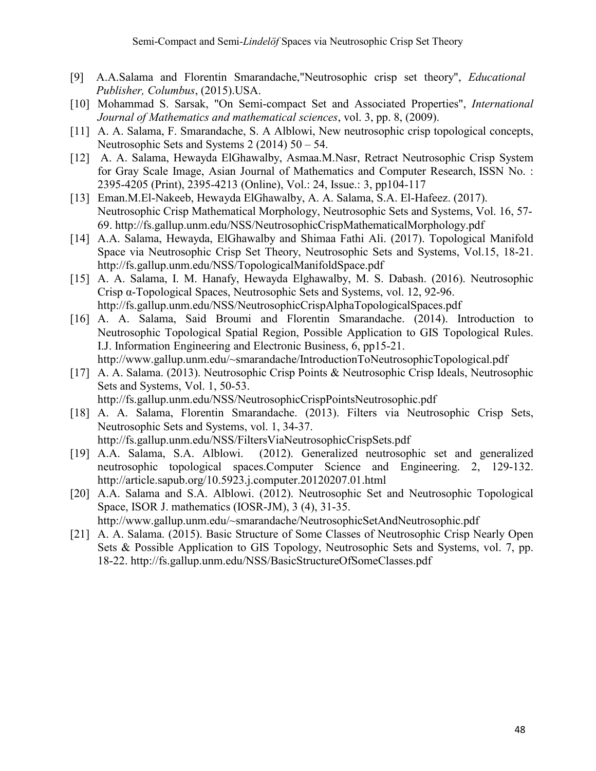[9] A.A.Salama and Florentin Smarandache,"Neutrosophic crisp set theory", *Educational Publisher, Columbus*, (2015).USA.

[10] Mohammad S. Sarsak, "On Semi-compact Set and Associated Properties", *International Journal of Mathematics and mathematical sciences*, vol. 3, pp. 8, (2009).

[11] A. A. Salama, F. Smarandache, S. A Alblowi, New neutrosophic crisp topological concepts, Neutrosophic Sets and Systems 2 (2014) 50 – 54.

[12] A. A. Salama, Hewayda ElGhawalby, Asmaa.M.Nasr, Retract Neutrosophic Crisp System for Gray Scale Image, Asian Journal of Mathematics and Computer Research, ISSN No. : 2395-4205 (Print), 2395-4213 (Online), Vol.: 24, Issue.: 3, pp104-117

[13] Eman.M.El-Nakeeb, Hewayda ElGhawalby, A. A. Salama, S.A. El-Hafeez. (2017). Neutrosophic Crisp Mathematical Morphology, Neutrosophic Sets and Systems, Vol. 16, 57-69. http://fs.gallup.unm.edu/NSS/NeutrosophicCrispMathematicalMorphology.pdf

[14] A.A. Salama, Hewayda, ElGhawalby and Shimaa Fathi Ali. (2017). Topological Manifold Space via Neutrosophic Crisp Set Theory, Neutrosophic Sets and Systems, Vol.15, 18-21. http://fs.gallup.unm.edu/NSS/TopologicalManifoldSpace.pdf

[15] A. A. Salama, I. M. Hanafy, Hewayda Elghawalby, M. S. Dabash. (2016). Neutrosophic Crisp α-Topological Spaces, Neutrosophic Sets and Systems, vol. 12, 92-96. http://fs.gallup.unm.edu/NSS/NeutrosophicCrispAlphaTopologicalSpaces.pdf

[16] A. A. Salama, Said Broumi and Florentin Smarandache. (2014). Introduction to Neutrosophic Topological Spatial Region, Possible Application to GIS Topological Rules. I.J. Information Engineering and Electronic Business, 6, pp15-21. http://www.gallup.unm.edu/~smarandache/IntroductionToNeutrosophicTopological.pdf

[17] A. A. Salama. (2013). Neutrosophic Crisp Points & Neutrosophic Crisp Ideals, Neutrosophic Sets and Systems, Vol. 1, 50-53. http://fs.gallup.unm.edu/NSS/NeutrosophicCrispPointsNeutrosophic.pdf

[18] A. A. Salama, Florentin Smarandache. (2013). Filters via Neutrosophic Crisp Sets, Neutrosophic Sets and Systems, vol. 1, 34-37. http://fs.gallup.unm.edu/NSS/FiltersViaNeutrosophicCrispSets.pdf

[19] A.A. Salama, S.A. Alblowi. (2012). Generalized neutrosophic set and generalized neutrosophic topological spaces.Computer Science and Engineering. 2, 129-132. http://article.sapub.org/10.5923.j.computer.20120207.01.html

[20] A.A. Salama and S.A. Alblowi. (2012). Neutrosophic Set and Neutrosophic Topological Space, ISOR J. mathematics (IOSR-JM), 3 (4), 31-35. http://www.gallup.unm.edu/~smarandache/NeutrosophicSetAndNeutrosophic.pdf

[21] A. A. Salama. (2015). Basic Structure of Some Classes of Neutrosophic Crisp Nearly Open Sets & Possible Application to GIS Topology, Neutrosophic Sets and Systems, vol. 7, pp. 18-22. http://fs.gallup.unm.edu/NSS/BasicStructureOfSomeClasses.pdf